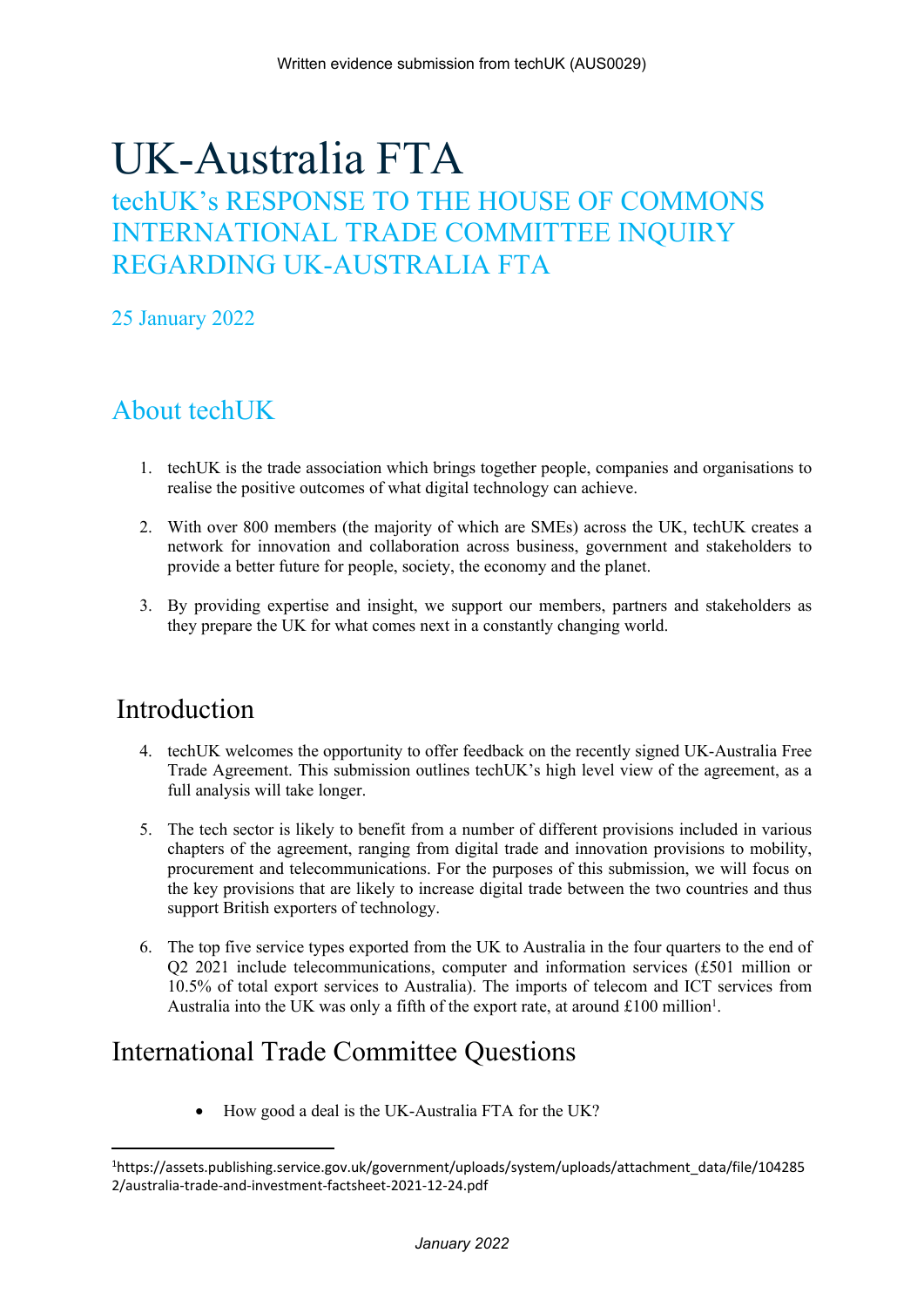Written evidence submission from techUK (AUS0029)

# UK-Australia FTA

## techUK's RESPONSE TO THE HOUSE OF COMMONS INTERNATIONAL TRADE COMMITTEE INQUIRY REGARDING UK-AUSTRALIA FTA

25 January 2022

## About techUK

1. techUK is the trade association which brings together people, companies and organisations to realise the positive outcomes of what digital technology can achieve.

2. With over 800 members (the majority of which are SMEs) across the UK, techUK creates a network for innovation and collaboration across business, government and stakeholders to provide a better future for people, society, the economy and the planet.

3. By providing expertise and insight, we support our members, partners and stakeholders as they prepare the UK for what comes next in a constantly changing world.

## Introduction

4. techUK welcomes the opportunity to offer feedback on the recently signed UK-Australia Free Trade Agreement. This submission outlines techUK's high level view of the agreement, as a full analysis will take longer.

5. The tech sector is likely to benefit from a number of different provisions included in various chapters of the agreement, ranging from digital trade and innovation provisions to mobility, procurement and telecommunications. For the purposes of this submission, we will focus on the key provisions that are likely to increase digital trade between the two countries and thus support British exporters of technology.

6. The top five service types exported from the UK to Australia in the four quarters to the end of Q2 2021 include telecommunications, computer and information services (£501 million or 10.5% of total export services to Australia). The imports of telecom and ICT services from Australia into the UK was only a fifth of the export rate, at around £100 million[1].

## International Trade Committee Questions

- How good a deal is the UK-Australia FTA for the UK?

[1] https://assets.publishing.service.gov.uk/government/uploads/system/uploads/attachment_data/file/1042852/australia-trade-and-investment-factsheet-2021-12-24.pdf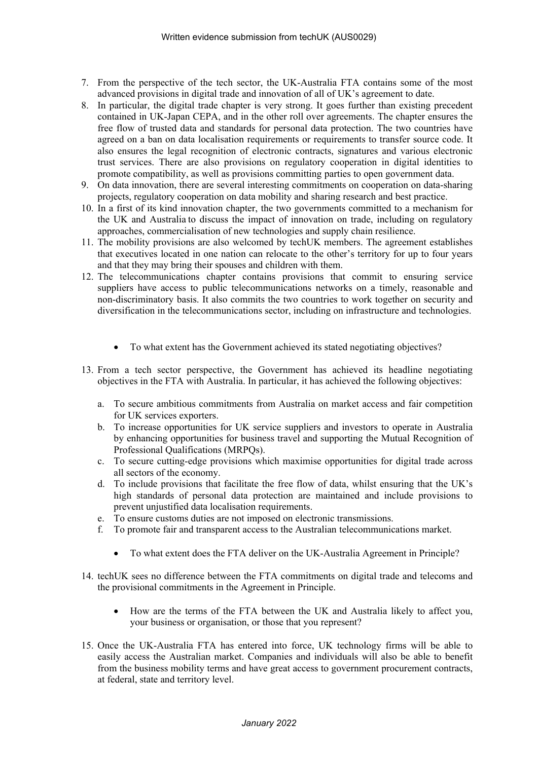7. From the perspective of the tech sector, the UK-Australia FTA contains some of the most advanced provisions in digital trade and innovation of all of UK's agreement to date.
8. In particular, the digital trade chapter is very strong. It goes further than existing precedent contained in UK-Japan CEPA, and in the other roll over agreements. The chapter ensures the free flow of trusted data and standards for personal data protection. The two countries have agreed on a ban on data localisation requirements or requirements to transfer source code. It also ensures the legal recognition of electronic contracts, signatures and various electronic trust services. There are also provisions on regulatory cooperation in digital identities to promote compatibility, as well as provisions committing parties to open government data.
9. On data innovation, there are several interesting commitments on cooperation on data-sharing projects, regulatory cooperation on data mobility and sharing research and best practice.
10. In a first of its kind innovation chapter, the two governments committed to a mechanism for the UK and Australia to discuss the impact of innovation on trade, including on regulatory approaches, commercialisation of new technologies and supply chain resilience.
11. The mobility provisions are also welcomed by techUK members. The agreement establishes that executives located in one nation can relocate to the other's territory for up to four years and that they may bring their spouses and children with them.
12. The telecommunications chapter contains provisions that commit to ensuring service suppliers have access to public telecommunications networks on a timely, reasonable and non-discriminatory basis. It also commits the two countries to work together on security and diversification in the telecommunications sector, including on infrastructure and technologies.

- To what extent has the Government achieved its stated negotiating objectives?

13. From a tech sector perspective, the Government has achieved its headline negotiating objectives in the FTA with Australia. In particular, it has achieved the following objectives:

    a. To secure ambitious commitments from Australia on market access and fair competition for UK services exporters.
    b. To increase opportunities for UK service suppliers and investors to operate in Australia by enhancing opportunities for business travel and supporting the Mutual Recognition of Professional Qualifications (MRPQs).
    c. To secure cutting-edge provisions which maximise opportunities for digital trade across all sectors of the economy.
    d. To include provisions that facilitate the free flow of data, whilst ensuring that the UK's high standards of personal data protection are maintained and include provisions to prevent unjustified data localisation requirements.
    e. To ensure customs duties are not imposed on electronic transmissions.
    f. To promote fair and transparent access to the Australian telecommunications market.

- To what extent does the FTA deliver on the UK-Australia Agreement in Principle?

14. techUK sees no difference between the FTA commitments on digital trade and telecoms and the provisional commitments in the Agreement in Principle.

- How are the terms of the FTA between the UK and Australia likely to affect you, your business or organisation, or those that you represent?

15. Once the UK-Australia FTA has entered into force, UK technology firms will be able to easily access the Australian market. Companies and individuals will also be able to benefit from the business mobility terms and have great access to government procurement contracts, at federal, state and territory level.

*January 2022*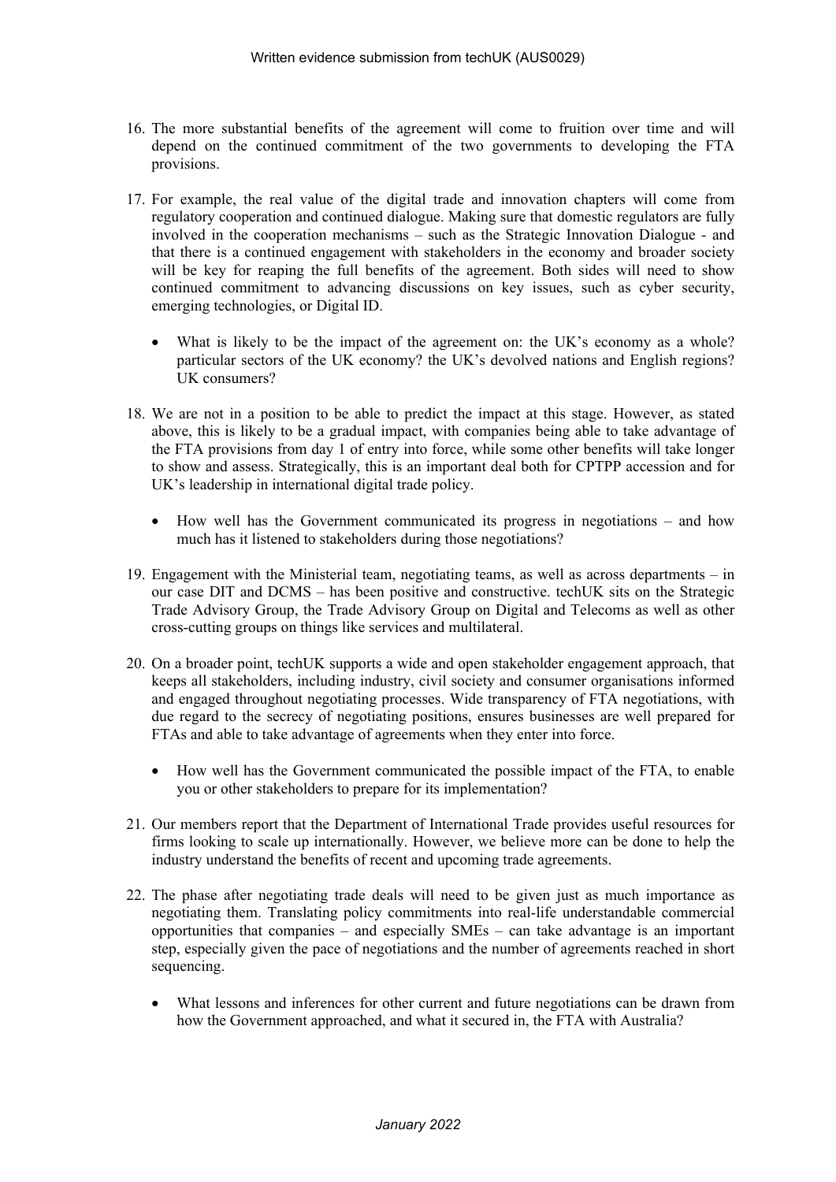16. The more substantial benefits of the agreement will come to fruition over time and will depend on the continued commitment of the two governments to developing the FTA provisions.

17. For example, the real value of the digital trade and innovation chapters will come from regulatory cooperation and continued dialogue. Making sure that domestic regulators are fully involved in the cooperation mechanisms – such as the Strategic Innovation Dialogue - and that there is a continued engagement with stakeholders in the economy and broader society will be key for reaping the full benefits of the agreement. Both sides will need to show continued commitment to advancing discussions on key issues, such as cyber security, emerging technologies, or Digital ID.

   - What is likely to be the impact of the agreement on: the UK's economy as a whole? particular sectors of the UK economy? the UK's devolved nations and English regions? UK consumers?

18. We are not in a position to be able to predict the impact at this stage. However, as stated above, this is likely to be a gradual impact, with companies being able to take advantage of the FTA provisions from day 1 of entry into force, while some other benefits will take longer to show and assess. Strategically, this is an important deal both for CPTPP accession and for UK's leadership in international digital trade policy.

   - How well has the Government communicated its progress in negotiations – and how much has it listened to stakeholders during those negotiations?

19. Engagement with the Ministerial team, negotiating teams, as well as across departments – in our case DIT and DCMS – has been positive and constructive. techUK sits on the Strategic Trade Advisory Group, the Trade Advisory Group on Digital and Telecoms as well as other cross-cutting groups on things like services and multilateral.

20. On a broader point, techUK supports a wide and open stakeholder engagement approach, that keeps all stakeholders, including industry, civil society and consumer organisations informed and engaged throughout negotiating processes. Wide transparency of FTA negotiations, with due regard to the secrecy of negotiating positions, ensures businesses are well prepared for FTAs and able to take advantage of agreements when they enter into force.

   - How well has the Government communicated the possible impact of the FTA, to enable you or other stakeholders to prepare for its implementation?

21. Our members report that the Department of International Trade provides useful resources for firms looking to scale up internationally. However, we believe more can be done to help the industry understand the benefits of recent and upcoming trade agreements.

22. The phase after negotiating trade deals will need to be given just as much importance as negotiating them. Translating policy commitments into real-life understandable commercial opportunities that companies – and especially SMEs – can take advantage is an important step, especially given the pace of negotiations and the number of agreements reached in short sequencing.

   - What lessons and inferences for other current and future negotiations can be drawn from how the Government approached, and what it secured in, the FTA with Australia?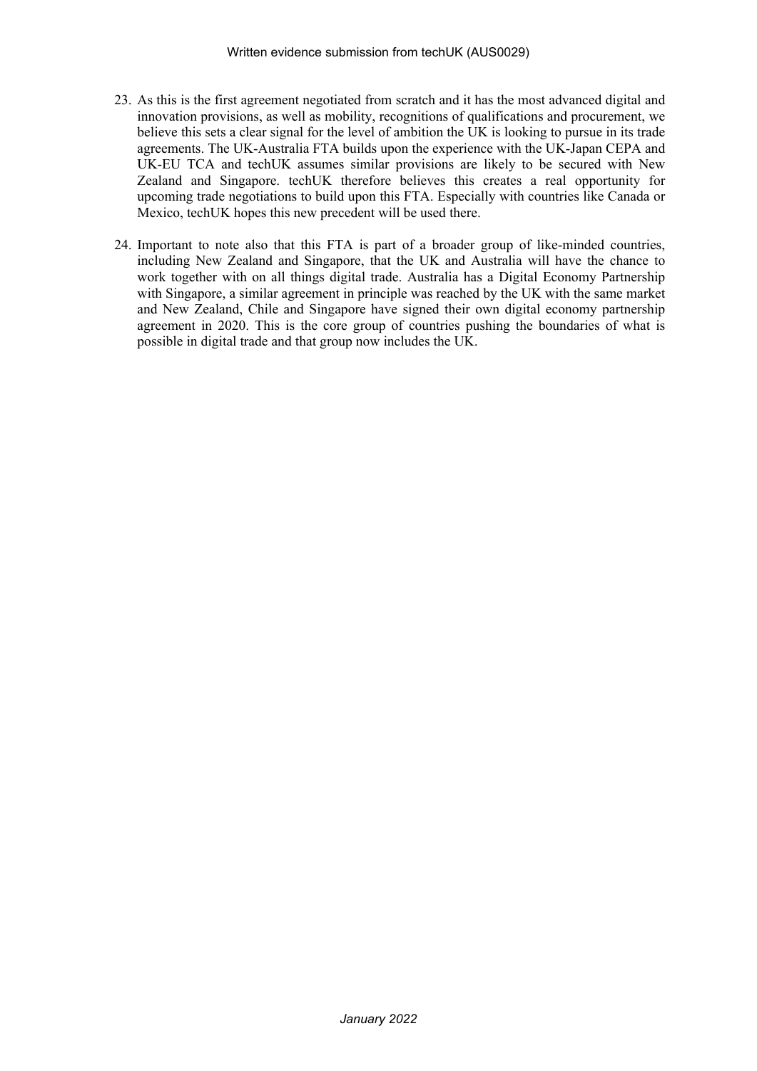23. As this is the first agreement negotiated from scratch and it has the most advanced digital and innovation provisions, as well as mobility, recognitions of qualifications and procurement, we believe this sets a clear signal for the level of ambition the UK is looking to pursue in its trade agreements. The UK-Australia FTA builds upon the experience with the UK-Japan CEPA and UK-EU TCA and techUK assumes similar provisions are likely to be secured with New Zealand and Singapore. techUK therefore believes this creates a real opportunity for upcoming trade negotiations to build upon this FTA. Especially with countries like Canada or Mexico, techUK hopes this new precedent will be used there.

24. Important to note also that this FTA is part of a broader group of like-minded countries, including New Zealand and Singapore, that the UK and Australia will have the chance to work together with on all things digital trade. Australia has a Digital Economy Partnership with Singapore, a similar agreement in principle was reached by the UK with the same market and New Zealand, Chile and Singapore have signed their own digital economy partnership agreement in 2020. This is the core group of countries pushing the boundaries of what is possible in digital trade and that group now includes the UK.

*January 2022*